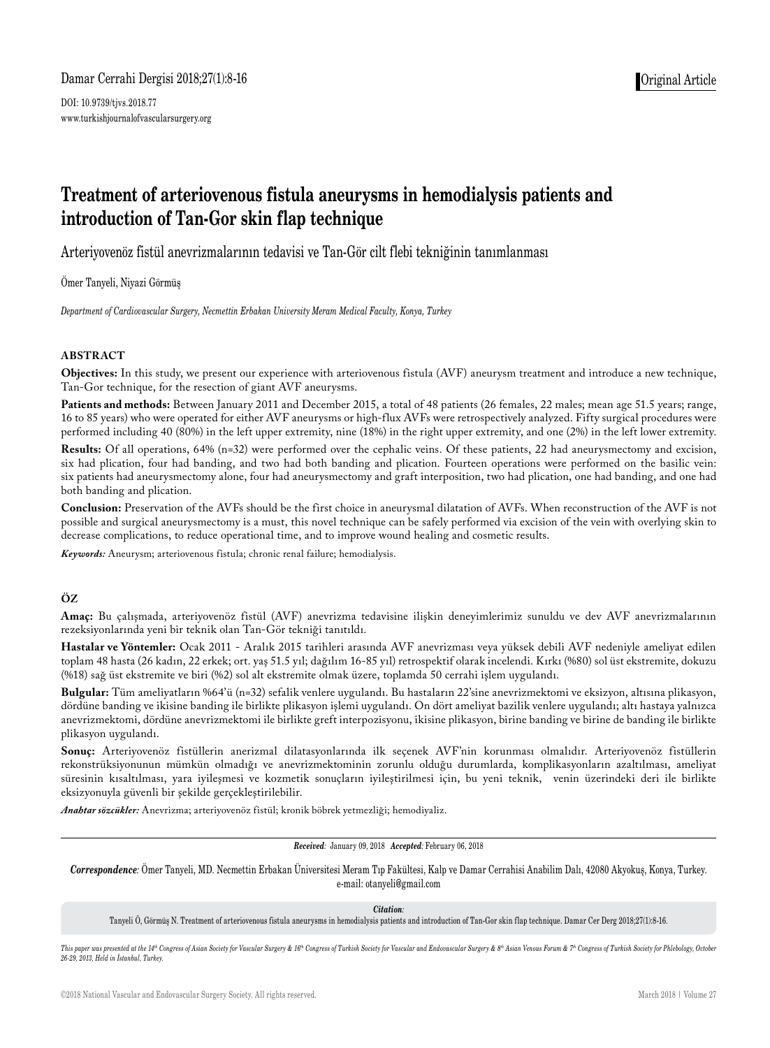Damar Cerrahi Dergisi 2018;27(1):8-16

DOI: 10.9739/tjvs.2018.77

www.turkishjournalofvascularsurgery.org

Original Article

# Treatment of arteriovenous fistula aneurysms in hemodialysis patients and introduction of Tan-Gor skin flap technique

## Arteriyovenöz fistül anevrizmalarının tedavisi ve Tan-Gör cilt flebi tekniğinin tanımlanması

Ömer Tanyeli, Niyazi Görmüş

*Department of Cardiovascular Surgery, Necmettin Erbakan University Meram Medical Faculty, Konya, Turkey*

### ABSTRACT

**Objectives:** In this study, we present our experience with arteriovenous fistula (AVF) aneurysm treatment and introduce a new technique, Tan-Gor technique, for the resection of giant AVF aneurysms.

**Patients and methods:** Between January 2011 and December 2015, a total of 48 patients (26 females, 22 males; mean age 51.5 years; range, 16 to 85 years) who were operated for either AVF aneurysms or high-flux AVFs were retrospectively analyzed. Fifty surgical procedures were performed including 40 (80%) in the left upper extremity, nine (18%) in the right upper extremity, and one (2%) in the left lower extremity.

**Results:** Of all operations, 64% (n=32) were performed over the cephalic veins. Of these patients, 22 had aneurysmectomy and excision, six had plication, four had banding, and two had both banding and plication. Fourteen operations were performed on the basilic vein: six patients had aneurysmectomy alone, four had aneurysmectomy and graft interposition, two had plication, one had banding, and one had both banding and plication.

**Conclusion:** Preservation of the AVFs should be the first choice in aneurysmal dilatation of AVFs. When reconstruction of the AVF is not possible and surgical aneurysmectomy is a must, this novel technique can be safely performed via excision of the vein with overlying skin to decrease complications, to reduce operational time, and to improve wound healing and cosmetic results.

*Keywords:* Aneurysm; arteriovenous fistula; chronic renal failure; hemodialysis.

### ÖZ

**Amaç:** Bu çalışmada, arteriyovenöz fistül (AVF) anevrizma tedavisine ilişkin deneyimlerimiz sunuldu ve dev AVF anevrizmalarının rezeksiyonlarında yeni bir teknik olan Tan-Gör tekniği tanıtıldı.

**Hastalar ve Yöntemler:** Ocak 2011 - Aralık 2015 tarihleri arasında AVF anevrizması veya yüksek debili AVF nedeniyle ameliyat edilen toplam 48 hasta (26 kadın, 22 erkek; ort. yaş 51.5 yıl; dağılım 16-85 yıl) retrospektif olarak incelendi. Kırkı (%80) sol üst ekstremite, dokuzu (%18) sağ üst ekstremite ve biri (%2) sol alt ekstremite olmak üzere, toplamda 50 cerrahi işlem uygulandı.

**Bulgular:** Tüm ameliyatların %64'ü (n=32) sefalik venlere uygulandı. Bu hastaların 22'sine anevrizmektomi ve eksizyon, altısına plikasyon, dördüne banding ve ikisine banding ile birlikte plikasyon işlemi uygulandı. On dört ameliyat bazilik venlere uygulandı; altı hastaya yalnızca anevrizmektomi, dördüne anevrizmektomi ile birlikte greft interpozisyonu, ikisine plikasyon, birine banding ve birine de banding ile birlikte plikasyon uygulandı.

**Sonuç:** Arteriyovenöz fistüllerin anerizmal dilatasyonlarında ilk seçenek AVF'nin korunması olmalıdır. Arteriyovenöz fistüllerin rekonstrüksiyonunun mümkün olmadığı ve anevrizmektominin zorunlu olduğu durumlarda, komplikasyonların azaltılması, ameliyat süresinin kısaltılması, yara iyileşmesi ve kozmetik sonuçların iyileştirilmesi için, bu yeni teknik, venin üzerindeki deri ile birlikte eksizyonuyla güvenli bir şekilde gerçekleştirilebilir.

*Anahtar sözcükler:* Anevrizma; arteriyovenöz fistül; kronik böbrek yetmezliği; hemodiyaliz.

---

***Received:*** January 09, 2018 ***Accepted:*** February 06, 2018

***Correspondence:*** Ömer Tanyeli, MD. Necmettin Erbakan Üniversitesi Meram Tıp Fakültesi, Kalp ve Damar Cerrahisi Anabilim Dalı, 42080 Akyokuş, Konya, Turkey. e-mail: otanyeli@gmail.com

***Citation:***
Tanyeli Ö, Görmüş N. Treatment of arteriovenous fistula aneurysms in hemodialysis patients and introduction of Tan-Gor skin flap technique. Damar Cer Derg 2018;27(1):8-16.

*This paper was presented at the 14th Congress of Asian Society for Vascular Surgery & 16th Congress of Turkish Society for Vascular and Endovascular Surgery & 8th Asian Venous Forum & 7th Congress of Turkish Society for Phlebology, October 26-29, 2013, Held in İstanbul, Turkey.*

©2018 National Vascular and Endovascular Surgery Society. All rights reserved.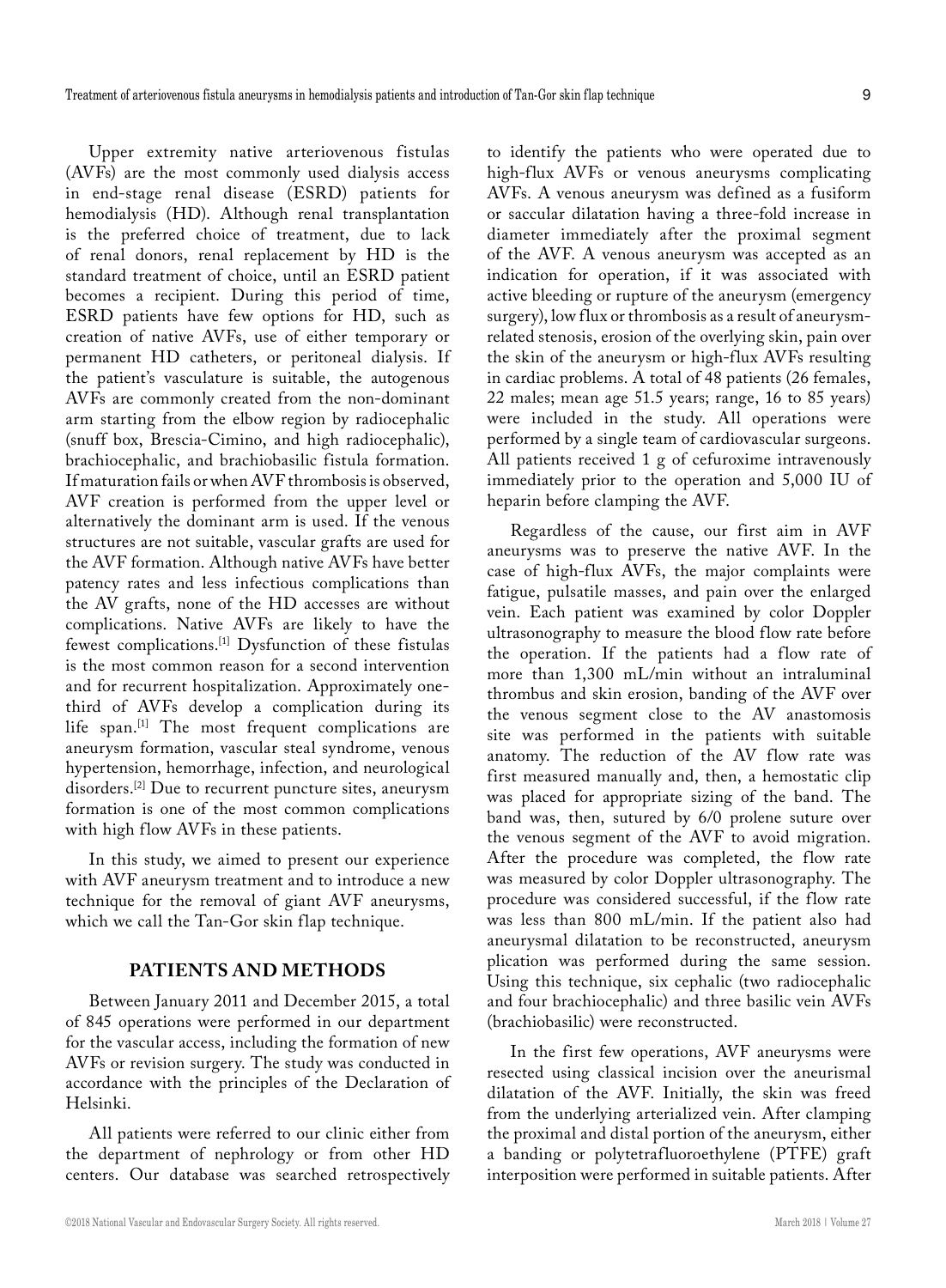Upper extremity native arteriovenous fistulas (AVFs) are the most commonly used dialysis access in end-stage renal disease (ESRD) patients for hemodialysis (HD). Although renal transplantation is the preferred choice of treatment, due to lack of renal donors, renal replacement by HD is the standard treatment of choice, until an ESRD patient becomes a recipient. During this period of time, ESRD patients have few options for HD, such as creation of native AVFs, use of either temporary or permanent HD catheters, or peritoneal dialysis. If the patient's vasculature is suitable, the autogenous AVFs are commonly created from the non-dominant arm starting from the elbow region by radiocephalic (snuff box, Brescia-Cimino, and high radiocephalic), brachiocephalic, and brachiobasilic fistula formation. If maturation fails or when AVF thrombosis is observed, AVF creation is performed from the upper level or alternatively the dominant arm is used. If the venous structures are not suitable, vascular grafts are used for the AVF formation. Although native AVFs have better patency rates and less infectious complications than the AV grafts, none of the HD accesses are without complications. Native AVFs are likely to have the fewest complications.[1] Dysfunction of these fistulas is the most common reason for a second intervention and for recurrent hospitalization. Approximately one-third of AVFs develop a complication during its life span.[1] The most frequent complications are aneurysm formation, vascular steal syndrome, venous hypertension, hemorrhage, infection, and neurological disorders.[2] Due to recurrent puncture sites, aneurysm formation is one of the most common complications with high flow AVFs in these patients.

In this study, we aimed to present our experience with AVF aneurysm treatment and to introduce a new technique for the removal of giant AVF aneurysms, which we call the Tan-Gor skin flap technique.

## PATIENTS AND METHODS

Between January 2011 and December 2015, a total of 845 operations were performed in our department for the vascular access, including the formation of new AVFs or revision surgery. The study was conducted in accordance with the principles of the Declaration of Helsinki.

All patients were referred to our clinic either from the department of nephrology or from other HD centers. Our database was searched retrospectively to identify the patients who were operated due to high-flux AVFs or venous aneurysms complicating AVFs. A venous aneurysm was defined as a fusiform or saccular dilatation having a three-fold increase in diameter immediately after the proximal segment of the AVF. A venous aneurysm was accepted as an indication for operation, if it was associated with active bleeding or rupture of the aneurysm (emergency surgery), low flux or thrombosis as a result of aneurysm-related stenosis, erosion of the overlying skin, pain over the skin of the aneurysm or high-flux AVFs resulting in cardiac problems. A total of 48 patients (26 females, 22 males; mean age 51.5 years; range, 16 to 85 years) were included in the study. All operations were performed by a single team of cardiovascular surgeons. All patients received 1 g of cefuroxime intravenously immediately prior to the operation and 5,000 IU of heparin before clamping the AVF.

Regardless of the cause, our first aim in AVF aneurysms was to preserve the native AVF. In the case of high-flux AVFs, the major complaints were fatigue, pulsatile masses, and pain over the enlarged vein. Each patient was examined by color Doppler ultrasonography to measure the blood flow rate before the operation. If the patients had a flow rate of more than 1,300 mL/min without an intraluminal thrombus and skin erosion, banding of the AVF over the venous segment close to the AV anastomosis site was performed in the patients with suitable anatomy. The reduction of the AV flow rate was first measured manually and, then, a hemostatic clip was placed for appropriate sizing of the band. The band was, then, sutured by 6/0 prolene suture over the venous segment of the AVF to avoid migration. After the procedure was completed, the flow rate was measured by color Doppler ultrasonography. The procedure was considered successful, if the flow rate was less than 800 mL/min. If the patient also had aneurysmal dilatation to be reconstructed, aneurysm plication was performed during the same session. Using this technique, six cephalic (two radiocephalic and four brachiocephalic) and three basilic vein AVFs (brachiobasilic) were reconstructed.

In the first few operations, AVF aneurysms were resected using classical incision over the aneurismal dilatation of the AVF. Initially, the skin was freed from the underlying arterialized vein. After clamping the proximal and distal portion of the aneurysm, either a banding or polytetrafluoroethylene (PTFE) graft interposition were performed in suitable patients. After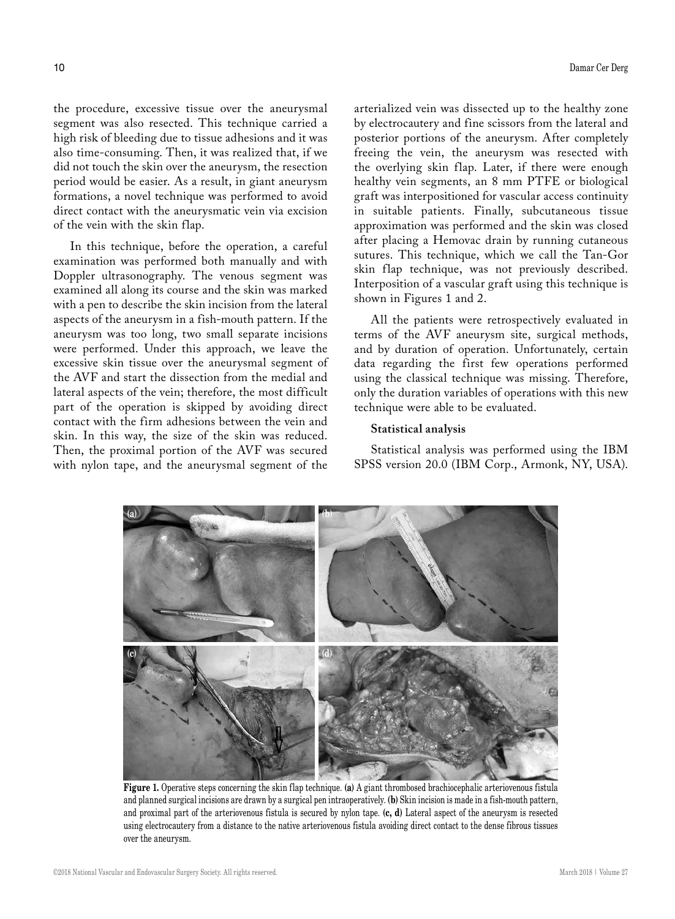the procedure, excessive tissue over the aneurysmal segment was also resected. This technique carried a high risk of bleeding due to tissue adhesions and it was also time-consuming. Then, it was realized that, if we did not touch the skin over the aneurysm, the resection period would be easier. As a result, in giant aneurysm formations, a novel technique was performed to avoid direct contact with the aneurysmatic vein via excision of the vein with the skin flap.

In this technique, before the operation, a careful examination was performed both manually and with Doppler ultrasonography. The venous segment was examined all along its course and the skin was marked with a pen to describe the skin incision from the lateral aspects of the aneurysm in a fish-mouth pattern. If the aneurysm was too long, two small separate incisions were performed. Under this approach, we leave the excessive skin tissue over the aneurysmal segment of the AVF and start the dissection from the medial and lateral aspects of the vein; therefore, the most difficult part of the operation is skipped by avoiding direct contact with the firm adhesions between the vein and skin. In this way, the size of the skin was reduced. Then, the proximal portion of the AVF was secured with nylon tape, and the aneurysmal segment of the arterialized vein was dissected up to the healthy zone by electrocautery and fine scissors from the lateral and posterior portions of the aneurysm. After completely freeing the vein, the aneurysm was resected with the overlying skin flap. Later, if there were enough healthy vein segments, an 8 mm PTFE or biological graft was interpositioned for vascular access continuity in suitable patients. Finally, subcutaneous tissue approximation was performed and the skin was closed after placing a Hemovac drain by running cutaneous sutures. This technique, which we call the Tan-Gor skin flap technique, was not previously described. Interposition of a vascular graft using this technique is shown in Figures 1 and 2.

All the patients were retrospectively evaluated in terms of the AVF aneurysm site, surgical methods, and by duration of operation. Unfortunately, certain data regarding the first few operations performed using the classical technique was missing. Therefore, only the duration variables of operations with this new technique were able to be evaluated.

### Statistical analysis

Statistical analysis was performed using the IBM SPSS version 20.0 (IBM Corp., Armonk, NY, USA).

**Figure 1.** Operative steps concerning the skin flap technique. **(a)** A giant thrombosed brachiocephalic arteriovenous fistula and planned surgical incisions are drawn by a surgical pen intraoperatively. **(b)** Skin incision is made in a fish-mouth pattern, and proximal part of the arteriovenous fistula is secured by nylon tape. **(c, d)** Lateral aspect of the aneurysm is resected using electrocautery from a distance to the native arteriovenous fistula avoiding direct contact to the dense fibrous tissues over the aneurysm.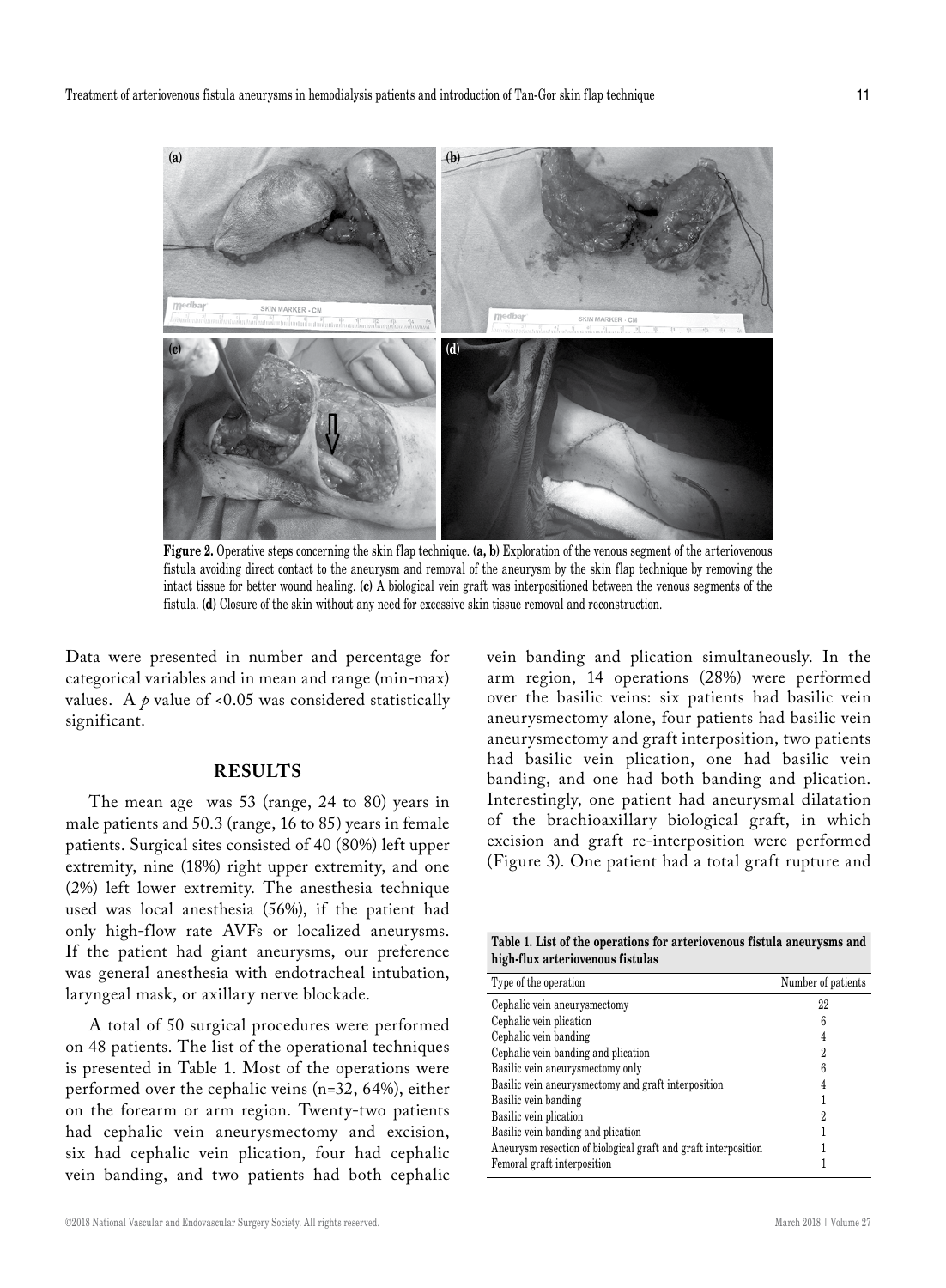**Figure 2.** Operative steps concerning the skin flap technique. **(a, b)** Exploration of the venous segment of the arteriovenous fistula avoiding direct contact to the aneurysm and removal of the aneurysm by the skin flap technique by removing the intact tissue for better wound healing. **(c)** A biological vein graft was interpositioned between the venous segments of the fistula. **(d)** Closure of the skin without any need for excessive skin tissue removal and reconstruction.

Data were presented in number and percentage for categorical variables and in mean and range (min-max) values. A $p$ value of <0.05 was considered statistically significant.

## RESULTS

The mean age was 53 (range, 24 to 80) years in male patients and 50.3 (range, 16 to 85) years in female patients. Surgical sites consisted of 40 (80%) left upper extremity, nine (18%) right upper extremity, and one (2%) left lower extremity. The anesthesia technique used was local anesthesia (56%), if the patient had only high-flow rate AVFs or localized aneurysms. If the patient had giant aneurysms, our preference was general anesthesia with endotracheal intubation, laryngeal mask, or axillary nerve blockade.

A total of 50 surgical procedures were performed on 48 patients. The list of the operational techniques is presented in Table 1. Most of the operations were performed over the cephalic veins (n=32, 64%), either on the forearm or arm region. Twenty-two patients had cephalic vein aneurysmectomy and excision, six had cephalic vein plication, four had cephalic vein banding, and two patients had both cephalic vein banding and plication simultaneously. In the arm region, 14 operations (28%) were performed over the basilic veins: six patients had basilic vein aneurysmectomy alone, four patients had basilic vein aneurysmectomy and graft interposition, two patients had basilic vein plication, one had basilic vein banding, and one had both banding and plication. Interestingly, one patient had aneurysmal dilatation of the brachioaxillary biological graft, in which excision and graft re-interposition were performed (Figure 3). One patient had a total graft rupture and

**Table 1. List of the operations for arteriovenous fistula aneurysms and high-flux arteriovenous fistulas**

| Type of the operation | Number of patients |
|---|---|
| Cephalic vein aneurysmectomy | 22 |
| Cephalic vein plication | 6 |
| Cephalic vein banding | 4 |
| Cephalic vein banding and plication | 2 |
| Basilic vein aneurysmectomy only | 6 |
| Basilic vein aneurysmectomy and graft interposition | 4 |
| Basilic vein banding | 1 |
| Basilic vein plication | 2 |
| Basilic vein banding and plication | 1 |
| Aneurysm resection of biological graft and graft interposition | 1 |
| Femoral graft interposition | 1 |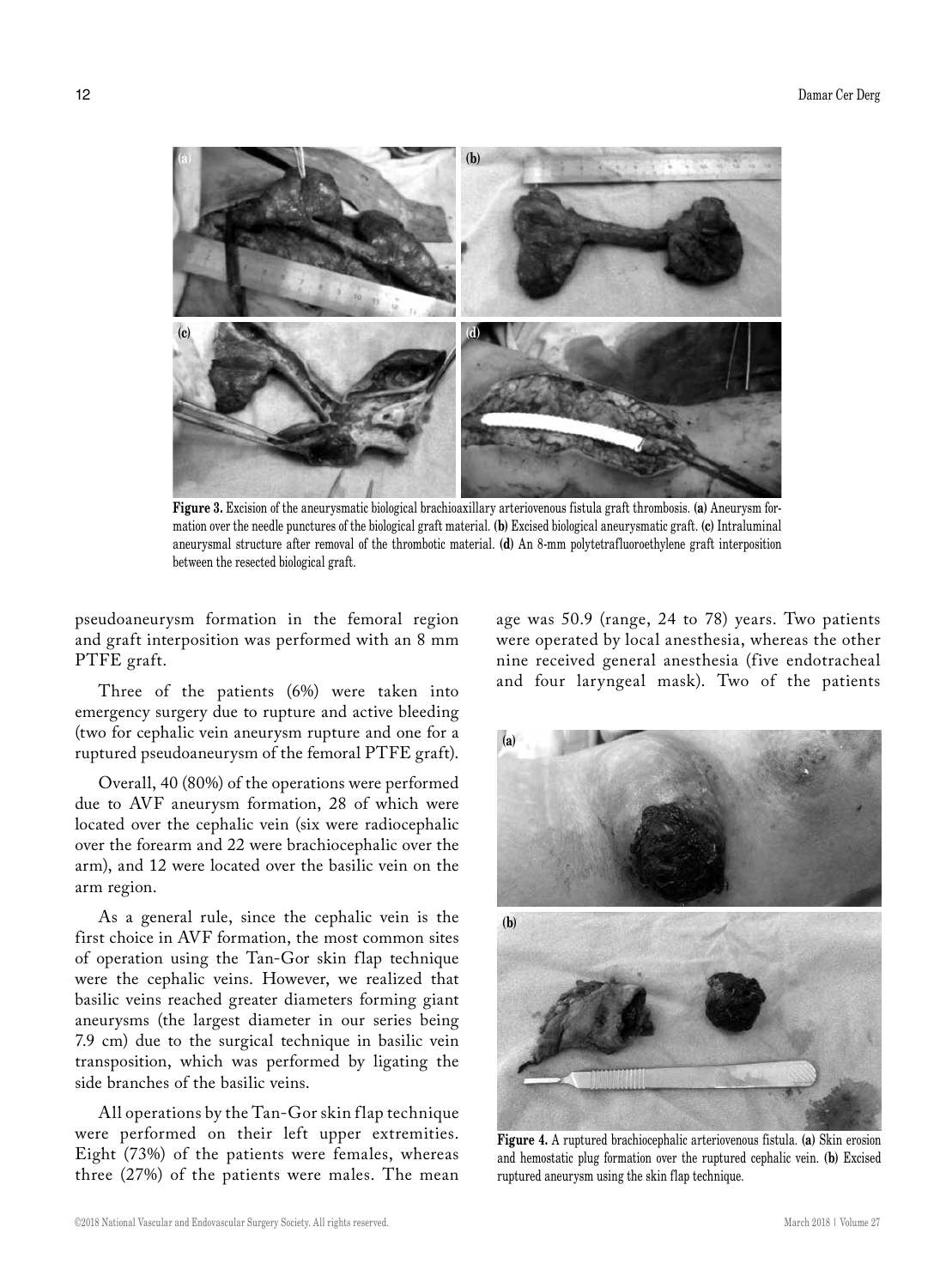**Figure 3.** Excision of the aneurysmatic biological brachioaxillary arteriovenous fistula graft thrombosis. **(a)** Aneurysm formation over the needle punctures of the biological graft material. **(b)** Excised biological aneurysmatic graft. **(c)** Intraluminal aneurysmal structure after removal of the thrombotic material. **(d)** An 8-mm polytetrafluoroethylene graft interposition between the resected biological graft.

pseudoaneurysm formation in the femoral region and graft interposition was performed with an 8 mm PTFE graft.

Three of the patients (6%) were taken into emergency surgery due to rupture and active bleeding (two for cephalic vein aneurysm rupture and one for a ruptured pseudoaneurysm of the femoral PTFE graft).

Overall, 40 (80%) of the operations were performed due to AVF aneurysm formation, 28 of which were located over the cephalic vein (six were radiocephalic over the forearm and 22 were brachiocephalic over the arm), and 12 were located over the basilic vein on the arm region.

As a general rule, since the cephalic vein is the first choice in AVF formation, the most common sites of operation using the Tan-Gor skin flap technique were the cephalic veins. However, we realized that basilic veins reached greater diameters forming giant aneurysms (the largest diameter in our series being 7.9 cm) due to the surgical technique in basilic vein transposition, which was performed by ligating the side branches of the basilic veins.

All operations by the Tan-Gor skin flap technique were performed on their left upper extremities. Eight (73%) of the patients were females, whereas three (27%) of the patients were males. The mean age was 50.9 (range, 24 to 78) years. Two patients were operated by local anesthesia, whereas the other nine received general anesthesia (five endotracheal and four laryngeal mask). Two of the patients

**Figure 4.** A ruptured brachiocephalic arteriovenous fistula. **(a)** Skin erosion and hemostatic plug formation over the ruptured cephalic vein. **(b)** Excised ruptured aneurysm using the skin flap technique.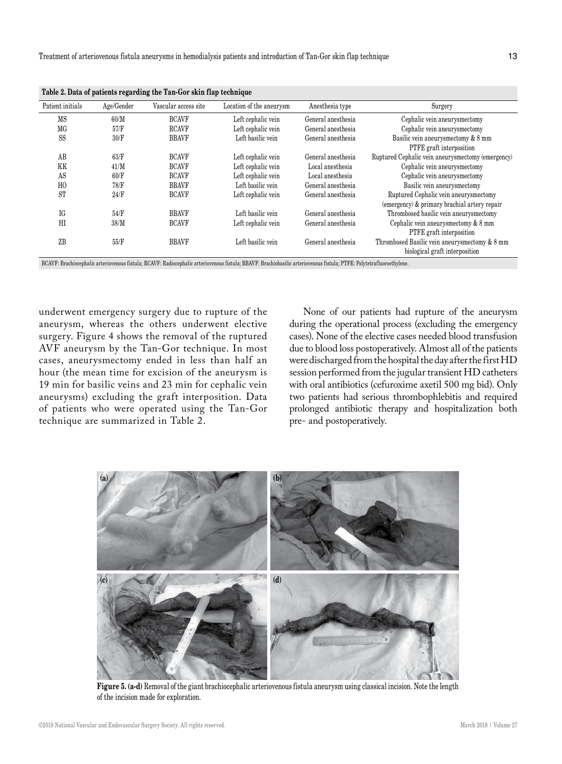**Table 2. Data of patients regarding the Tan-Gor skin flap technique**

| Patient initials | Age/Gender | Vascular access site | Location of the aneurysm | Anesthesia type | Surgery |
|---|---|---|---|---|---|
| MS | 60/M | BCAVF | Left cephalic vein | General anesthesia | Cephalic vein aneurysmectomy |
| MG | 57/F | RCAVF | Left cephalic vein | General anesthesia | Cephalic vein aneurysmectomy |
| SS | 30/F | BBAVF | Left basilic vein | General anesthesia | Basilic vein aneurysmectomy & 8 mm PTFE graft interposition |
| AB | 63/F | BCAVF | Left cephalic vein | General anesthesia | Ruptured Cephalic vein aneurysmectomy (emergency) |
| KK | 41/M | BCAVF | Left cephalic vein | Local anesthesia | Cephalic vein aneurysmectomy |
| AS | 60/F | BCAVF | Left cephalic vein | Local anesthesia | Cephalic vein aneurysmectomy |
| HO | 78/F | BBAVF | Left basilic vein | General anesthesia | Basilic vein aneurysmectomy |
| ST | 24/F | BCAVF | Left cephalic vein | General anesthesia | Ruptured Cephalic vein aneurysmectomy (emergency) & primary brachial artery repair |
| IG | 54/F | BBAVF | Left basilic vein | General anesthesia | Thrombosed basilic vein aneurysmectomy |
| HI | 38/M | BCAVF | Left cephalic vein | General anesthesia | Cephalic vein aneurysmectomy & 8 mm PTFE graft interposition |
| ZB | 55/F | BBAVF | Left basilic vein | General anesthesia | Thrombosed Basilic vein aneurysmectomy & 8 mm biological graft interposition |

BCAVF: Brachiocephalic arteriovenous fistula; RCAVF: Radiocephalic arteriovenous fistula; BBAVF: Brachiobasilic arteriovenous fistula; PTFE: Polytetrafluoroethylene.

underwent emergency surgery due to rupture of the aneurysm, whereas the others underwent elective surgery. Figure 4 shows the removal of the ruptured AVF aneurysm by the Tan-Gor technique. In most cases, aneurysmectomy ended in less than half an hour (the mean time for excision of the aneurysm is 19 min for basilic veins and 23 min for cephalic vein aneurysms) excluding the graft interposition. Data of patients who were operated using the Tan-Gor technique are summarized in Table 2.

None of our patients had rupture of the aneurysm during the operational process (excluding the emergency cases). None of the elective cases needed blood transfusion due to blood loss postoperatively. Almost all of the patients were discharged from the hospital the day after the first HD session performed from the jugular transient HD catheters with oral antibiotics (cefuroxime axetil 500 mg bid). Only two patients had serious thrombophlebitis and required prolonged antibiotic therapy and hospitalization both pre- and postoperatively.

**Figure 5. (a-d)** Removal of the giant brachiocephalic arteriovenous fistula aneurysm using classical incision. Note the length of the incision made for exploration.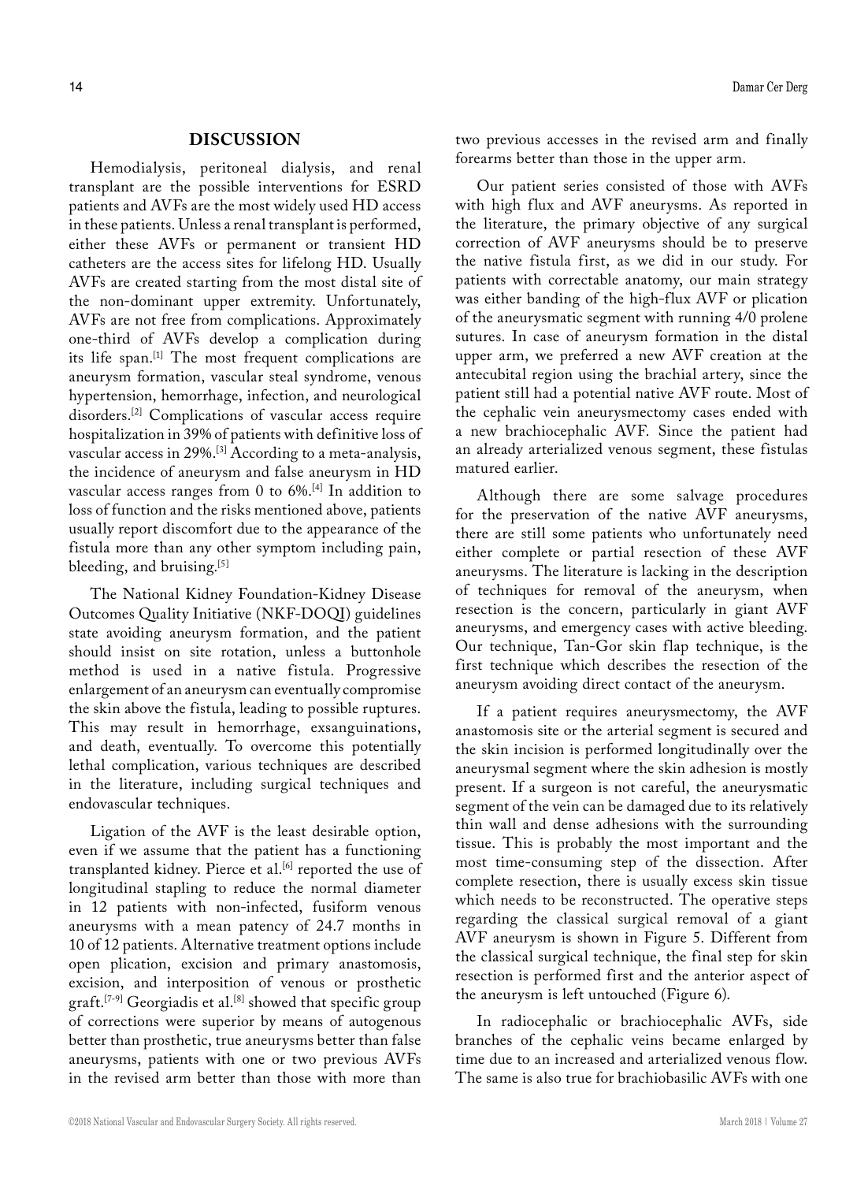## DISCUSSION

Hemodialysis, peritoneal dialysis, and renal transplant are the possible interventions for ESRD patients and AVFs are the most widely used HD access in these patients. Unless a renal transplant is performed, either these AVFs or permanent or transient HD catheters are the access sites for lifelong HD. Usually AVFs are created starting from the most distal site of the non-dominant upper extremity. Unfortunately, AVFs are not free from complications. Approximately one-third of AVFs develop a complication during its life span.[1] The most frequent complications are aneurysm formation, vascular steal syndrome, venous hypertension, hemorrhage, infection, and neurological disorders.[2] Complications of vascular access require hospitalization in 39% of patients with definitive loss of vascular access in 29%.[3] According to a meta-analysis, the incidence of aneurysm and false aneurysm in HD vascular access ranges from 0 to 6%.[4] In addition to loss of function and the risks mentioned above, patients usually report discomfort due to the appearance of the fistula more than any other symptom including pain, bleeding, and bruising.[5]

The National Kidney Foundation-Kidney Disease Outcomes Quality Initiative (NKF-DOQI) guidelines state avoiding aneurysm formation, and the patient should insist on site rotation, unless a buttonhole method is used in a native fistula. Progressive enlargement of an aneurysm can eventually compromise the skin above the fistula, leading to possible ruptures. This may result in hemorrhage, exsanguinations, and death, eventually. To overcome this potentially lethal complication, various techniques are described in the literature, including surgical techniques and endovascular techniques.

Ligation of the AVF is the least desirable option, even if we assume that the patient has a functioning transplanted kidney. Pierce et al.[6] reported the use of longitudinal stapling to reduce the normal diameter in 12 patients with non-infected, fusiform venous aneurysms with a mean patency of 24.7 months in 10 of 12 patients. Alternative treatment options include open plication, excision and primary anastomosis, excision, and interposition of venous or prosthetic graft.[7-9] Georgiadis et al.[8] showed that specific group of corrections were superior by means of autogenous better than prosthetic, true aneurysms better than false aneurysms, patients with one or two previous AVFs in the revised arm better than those with more than two previous accesses in the revised arm and finally forearms better than those in the upper arm.

Our patient series consisted of those with AVFs with high flux and AVF aneurysms. As reported in the literature, the primary objective of any surgical correction of AVF aneurysms should be to preserve the native fistula first, as we did in our study. For patients with correctable anatomy, our main strategy was either banding of the high-flux AVF or plication of the aneurysmatic segment with running 4/0 prolene sutures. In case of aneurysm formation in the distal upper arm, we preferred a new AVF creation at the antecubital region using the brachial artery, since the patient still had a potential native AVF route. Most of the cephalic vein aneurysmectomy cases ended with a new brachiocephalic AVF. Since the patient had an already arterialized venous segment, these fistulas matured earlier.

Although there are some salvage procedures for the preservation of the native AVF aneurysms, there are still some patients who unfortunately need either complete or partial resection of these AVF aneurysms. The literature is lacking in the description of techniques for removal of the aneurysm, when resection is the concern, particularly in giant AVF aneurysms, and emergency cases with active bleeding. Our technique, Tan-Gor skin flap technique, is the first technique which describes the resection of the aneurysm avoiding direct contact of the aneurysm.

If a patient requires aneurysmectomy, the AVF anastomosis site or the arterial segment is secured and the skin incision is performed longitudinally over the aneurysmal segment where the skin adhesion is mostly present. If a surgeon is not careful, the aneurysmatic segment of the vein can be damaged due to its relatively thin wall and dense adhesions with the surrounding tissue. This is probably the most important and the most time-consuming step of the dissection. After complete resection, there is usually excess skin tissue which needs to be reconstructed. The operative steps regarding the classical surgical removal of a giant AVF aneurysm is shown in Figure 5. Different from the classical surgical technique, the final step for skin resection is performed first and the anterior aspect of the aneurysm is left untouched (Figure 6).

In radiocephalic or brachiocephalic AVFs, side branches of the cephalic veins became enlarged by time due to an increased and arterialized venous flow. The same is also true for brachiobasilic AVFs with one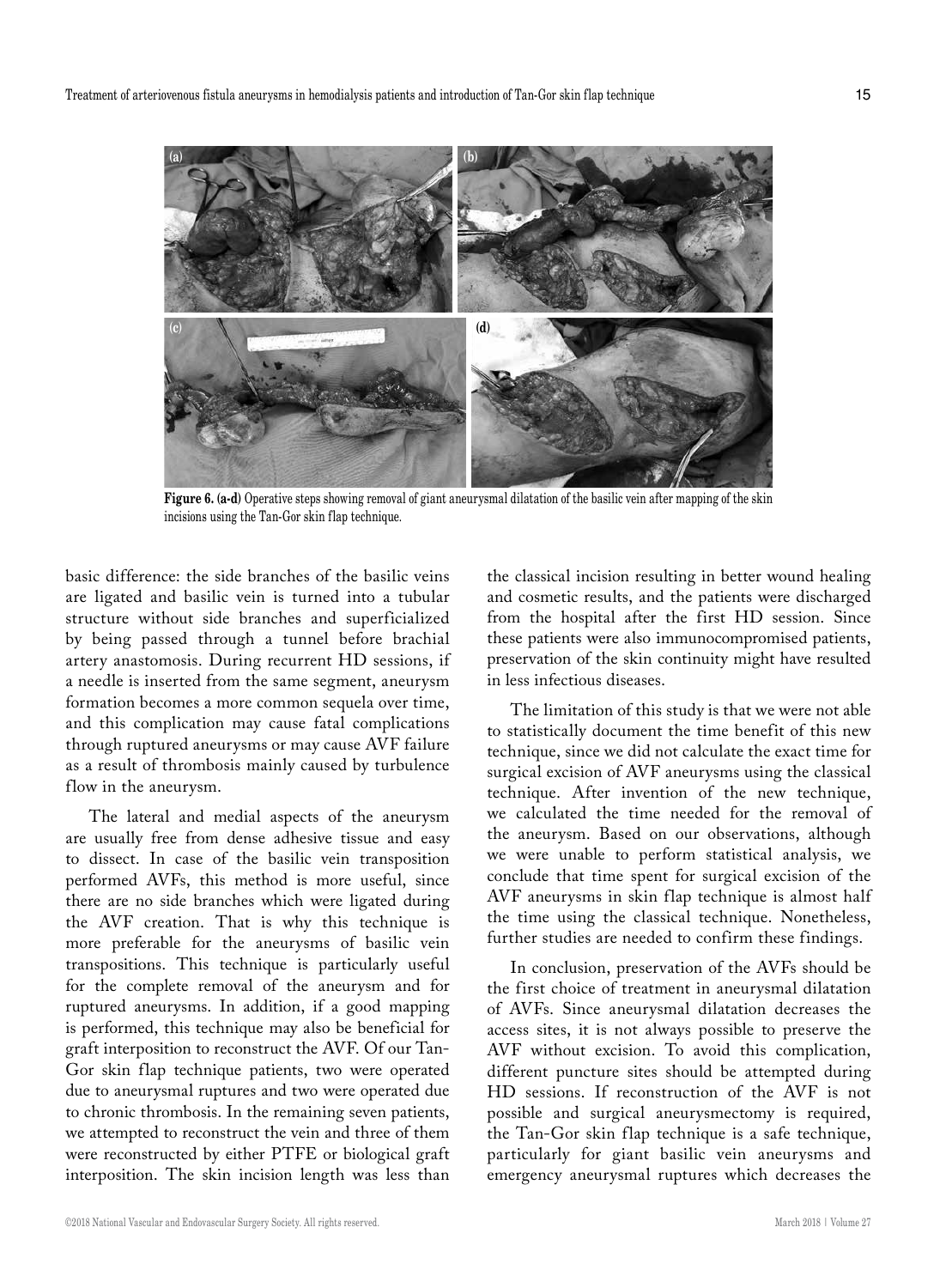Figure 6. (a-d) Operative steps showing removal of giant aneurysmal dilatation of the basilic vein after mapping of the skin incisions using the Tan-Gor skin flap technique.

basic difference: the side branches of the basilic veins are ligated and basilic vein is turned into a tubular structure without side branches and superficialized by being passed through a tunnel before brachial artery anastomosis. During recurrent HD sessions, if a needle is inserted from the same segment, aneurysm formation becomes a more common sequela over time, and this complication may cause fatal complications through ruptured aneurysms or may cause AVF failure as a result of thrombosis mainly caused by turbulence flow in the aneurysm.

The lateral and medial aspects of the aneurysm are usually free from dense adhesive tissue and easy to dissect. In case of the basilic vein transposition performed AVFs, this method is more useful, since there are no side branches which were ligated during the AVF creation. That is why this technique is more preferable for the aneurysms of basilic vein transpositions. This technique is particularly useful for the complete removal of the aneurysm and for ruptured aneurysms. In addition, if a good mapping is performed, this technique may also be beneficial for graft interposition to reconstruct the AVF. Of our Tan-Gor skin flap technique patients, two were operated due to aneurysmal ruptures and two were operated due to chronic thrombosis. In the remaining seven patients, we attempted to reconstruct the vein and three of them were reconstructed by either PTFE or biological graft interposition. The skin incision length was less than the classical incision resulting in better wound healing and cosmetic results, and the patients were discharged from the hospital after the first HD session. Since these patients were also immunocompromised patients, preservation of the skin continuity might have resulted in less infectious diseases.

The limitation of this study is that we were not able to statistically document the time benefit of this new technique, since we did not calculate the exact time for surgical excision of AVF aneurysms using the classical technique. After invention of the new technique, we calculated the time needed for the removal of the aneurysm. Based on our observations, although we were unable to perform statistical analysis, we conclude that time spent for surgical excision of the AVF aneurysms in skin flap technique is almost half the time using the classical technique. Nonetheless, further studies are needed to confirm these findings.

In conclusion, preservation of the AVFs should be the first choice of treatment in aneurysmal dilatation of AVFs. Since aneurysmal dilatation decreases the access sites, it is not always possible to preserve the AVF without excision. To avoid this complication, different puncture sites should be attempted during HD sessions. If reconstruction of the AVF is not possible and surgical aneurysmectomy is required, the Tan-Gor skin flap technique is a safe technique, particularly for giant basilic vein aneurysms and emergency aneurysmal ruptures which decreases the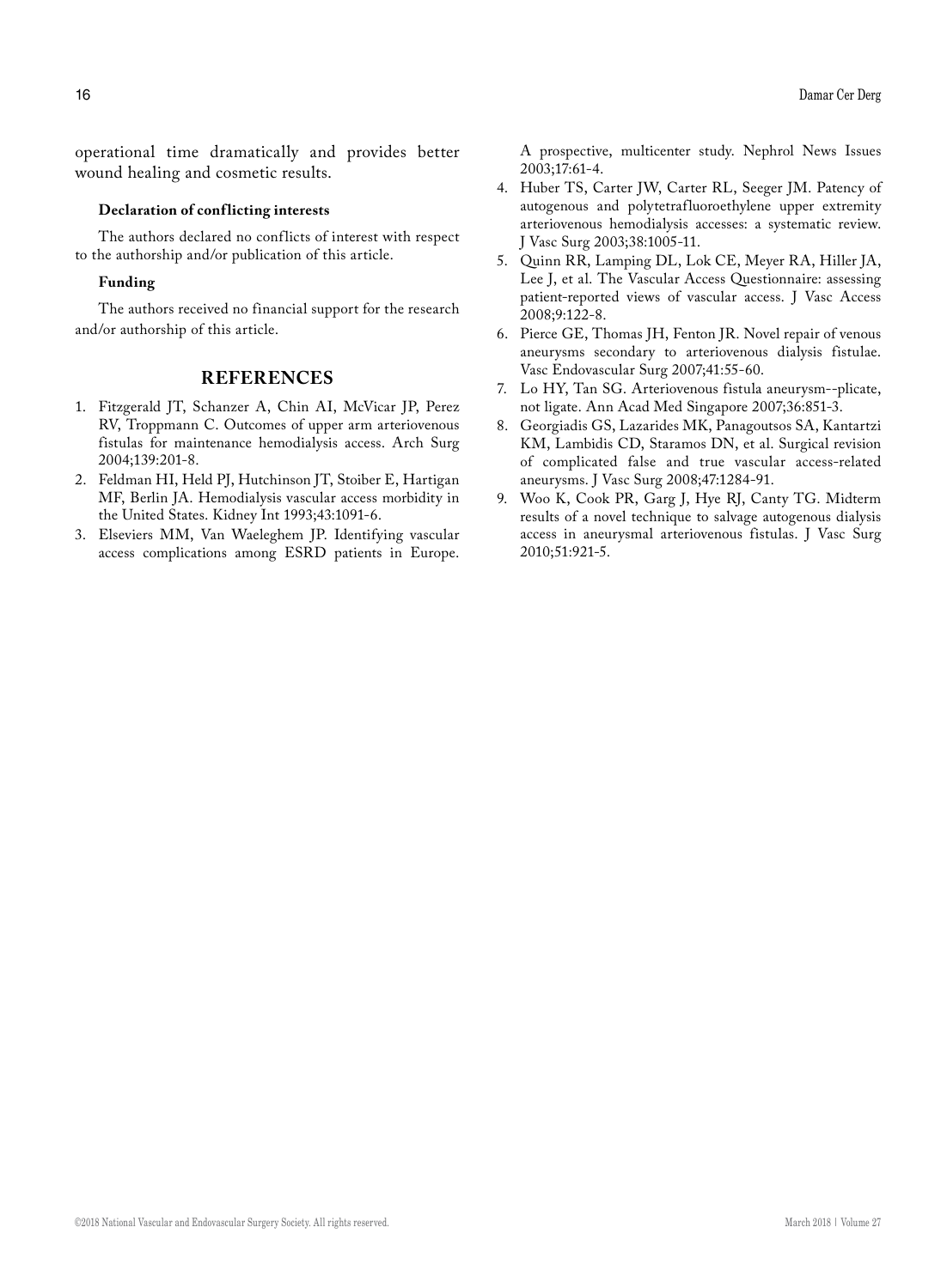operational time dramatically and provides better wound healing and cosmetic results.

**Declaration of conflicting interests**

The authors declared no conflicts of interest with respect to the authorship and/or publication of this article.

**Funding**

The authors received no financial support for the research and/or authorship of this article.

## REFERENCES

1. Fitzgerald JT, Schanzer A, Chin AI, McVicar JP, Perez RV, Troppmann C. Outcomes of upper arm arteriovenous fistulas for maintenance hemodialysis access. Arch Surg 2004;139:201-8.
2. Feldman HI, Held PJ, Hutchinson JT, Stoiber E, Hartigan MF, Berlin JA. Hemodialysis vascular access morbidity in the United States. Kidney Int 1993;43:1091-6.
3. Elseviers MM, Van Waeleghem JP. Identifying vascular access complications among ESRD patients in Europe. A prospective, multicenter study. Nephrol News Issues 2003;17:61-4.
4. Huber TS, Carter JW, Carter RL, Seeger JM. Patency of autogenous and polytetrafluoroethylene upper extremity arteriovenous hemodialysis accesses: a systematic review. J Vasc Surg 2003;38:1005-11.
5. Quinn RR, Lamping DL, Lok CE, Meyer RA, Hiller JA, Lee J, et al. The Vascular Access Questionnaire: assessing patient-reported views of vascular access. J Vasc Access 2008;9:122-8.
6. Pierce GE, Thomas JH, Fenton JR. Novel repair of venous aneurysms secondary to arteriovenous dialysis fistulae. Vasc Endovascular Surg 2007;41:55-60.
7. Lo HY, Tan SG. Arteriovenous fistula aneurysm--plicate, not ligate. Ann Acad Med Singapore 2007;36:851-3.
8. Georgiadis GS, Lazarides MK, Panagoutsos SA, Kantartzi KM, Lambidis CD, Staramos DN, et al. Surgical revision of complicated false and true vascular access-related aneurysms. J Vasc Surg 2008;47:1284-91.
9. Woo K, Cook PR, Garg J, Hye RJ, Canty TG. Midterm results of a novel technique to salvage autogenous dialysis access in aneurysmal arteriovenous fistulas. J Vasc Surg 2010;51:921-5.